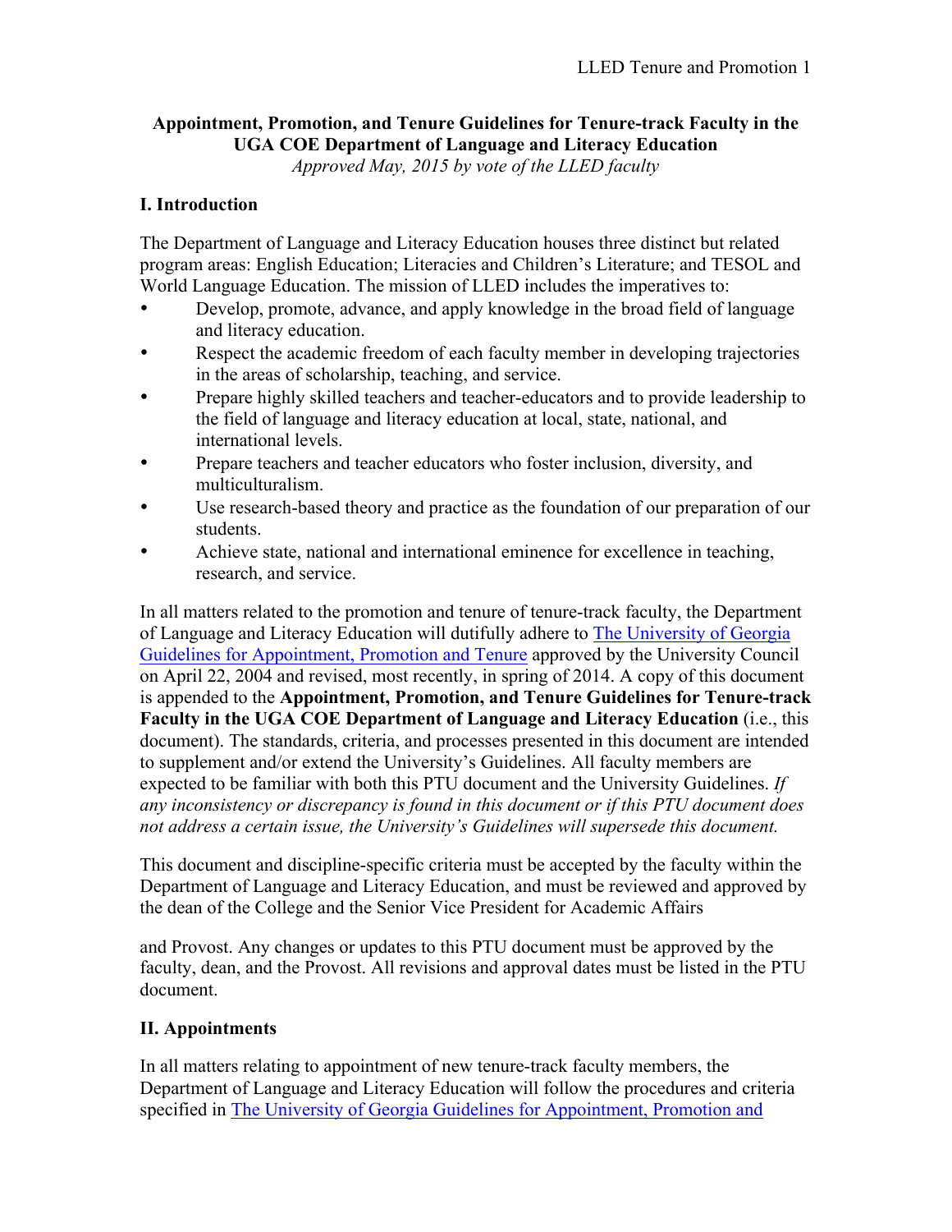**Appointment, Promotion, and Tenure Guidelines for Tenure-track Faculty in the UGA COE Department of Language and Literacy Education**

*Approved May, 2015 by vote of the LLED faculty*

## I. Introduction

The Department of Language and Literacy Education houses three distinct but related program areas: English Education; Literacies and Children's Literature; and TESOL and World Language Education. The mission of LLED includes the imperatives to:

- Develop, promote, advance, and apply knowledge in the broad field of language and literacy education.
- Respect the academic freedom of each faculty member in developing trajectories in the areas of scholarship, teaching, and service.
- Prepare highly skilled teachers and teacher-educators and to provide leadership to the field of language and literacy education at local, state, national, and international levels.
- Prepare teachers and teacher educators who foster inclusion, diversity, and multiculturalism.
- Use research-based theory and practice as the foundation of our preparation of our students.
- Achieve state, national and international eminence for excellence in teaching, research, and service.

In all matters related to the promotion and tenure of tenure-track faculty, the Department of Language and Literacy Education will dutifully adhere to The University of Georgia Guidelines for Appointment, Promotion and Tenure approved by the University Council on April 22, 2004 and revised, most recently, in spring of 2014. A copy of this document is appended to the **Appointment, Promotion, and Tenure Guidelines for Tenure-track Faculty in the UGA COE Department of Language and Literacy Education** (i.e., this document). The standards, criteria, and processes presented in this document are intended to supplement and/or extend the University's Guidelines. All faculty members are expected to be familiar with both this PTU document and the University Guidelines. *If any inconsistency or discrepancy is found in this document or if this PTU document does not address a certain issue, the University's Guidelines will supersede this document.*

This document and discipline-specific criteria must be accepted by the faculty within the Department of Language and Literacy Education, and must be reviewed and approved by the dean of the College and the Senior Vice President for Academic Affairs and Provost. Any changes or updates to this PTU document must be approved by the faculty, dean, and the Provost. All revisions and approval dates must be listed in the PTU document.

## II. Appointments

In all matters relating to appointment of new tenure-track faculty members, the Department of Language and Literacy Education will follow the procedures and criteria specified in The University of Georgia Guidelines for Appointment, Promotion and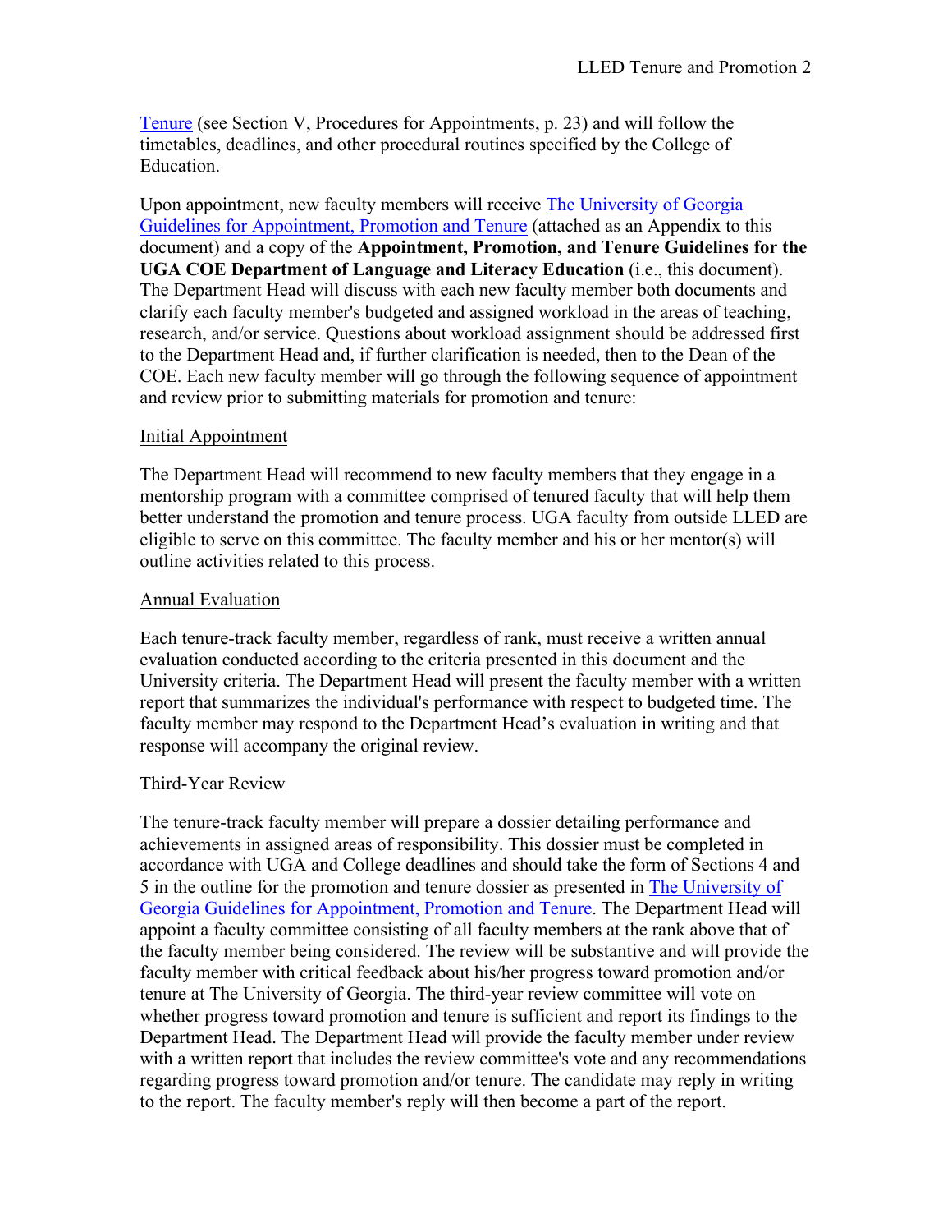[Tenure](#) (see Section V, Procedures for Appointments, p. 23) and will follow the timetables, deadlines, and other procedural routines specified by the College of Education.

Upon appointment, new faculty members will receive [The University of Georgia Guidelines for Appointment, Promotion and Tenure](#) (attached as an Appendix to this document) and a copy of the **Appointment, Promotion, and Tenure Guidelines for the UGA COE Department of Language and Literacy Education** (i.e., this document). The Department Head will discuss with each new faculty member both documents and clarify each faculty member's budgeted and assigned workload in the areas of teaching, research, and/or service. Questions about workload assignment should be addressed first to the Department Head and, if further clarification is needed, then to the Dean of the COE. Each new faculty member will go through the following sequence of appointment and review prior to submitting materials for promotion and tenure:

<u>Initial Appointment</u>

The Department Head will recommend to new faculty members that they engage in a mentorship program with a committee comprised of tenured faculty that will help them better understand the promotion and tenure process. UGA faculty from outside LLED are eligible to serve on this committee. The faculty member and his or her mentor(s) will outline activities related to this process.

<u>Annual Evaluation</u>

Each tenure-track faculty member, regardless of rank, must receive a written annual evaluation conducted according to the criteria presented in this document and the University criteria. The Department Head will present the faculty member with a written report that summarizes the individual's performance with respect to budgeted time. The faculty member may respond to the Department Head's evaluation in writing and that response will accompany the original review.

<u>Third-Year Review</u>

The tenure-track faculty member will prepare a dossier detailing performance and achievements in assigned areas of responsibility. This dossier must be completed in accordance with UGA and College deadlines and should take the form of Sections 4 and 5 in the outline for the promotion and tenure dossier as presented in [The University of Georgia Guidelines for Appointment, Promotion and Tenure](#). The Department Head will appoint a faculty committee consisting of all faculty members at the rank above that of the faculty member being considered. The review will be substantive and will provide the faculty member with critical feedback about his/her progress toward promotion and/or tenure at The University of Georgia. The third-year review committee will vote on whether progress toward promotion and tenure is sufficient and report its findings to the Department Head. The Department Head will provide the faculty member under review with a written report that includes the review committee's vote and any recommendations regarding progress toward promotion and/or tenure. The candidate may reply in writing to the report. The faculty member's reply will then become a part of the report.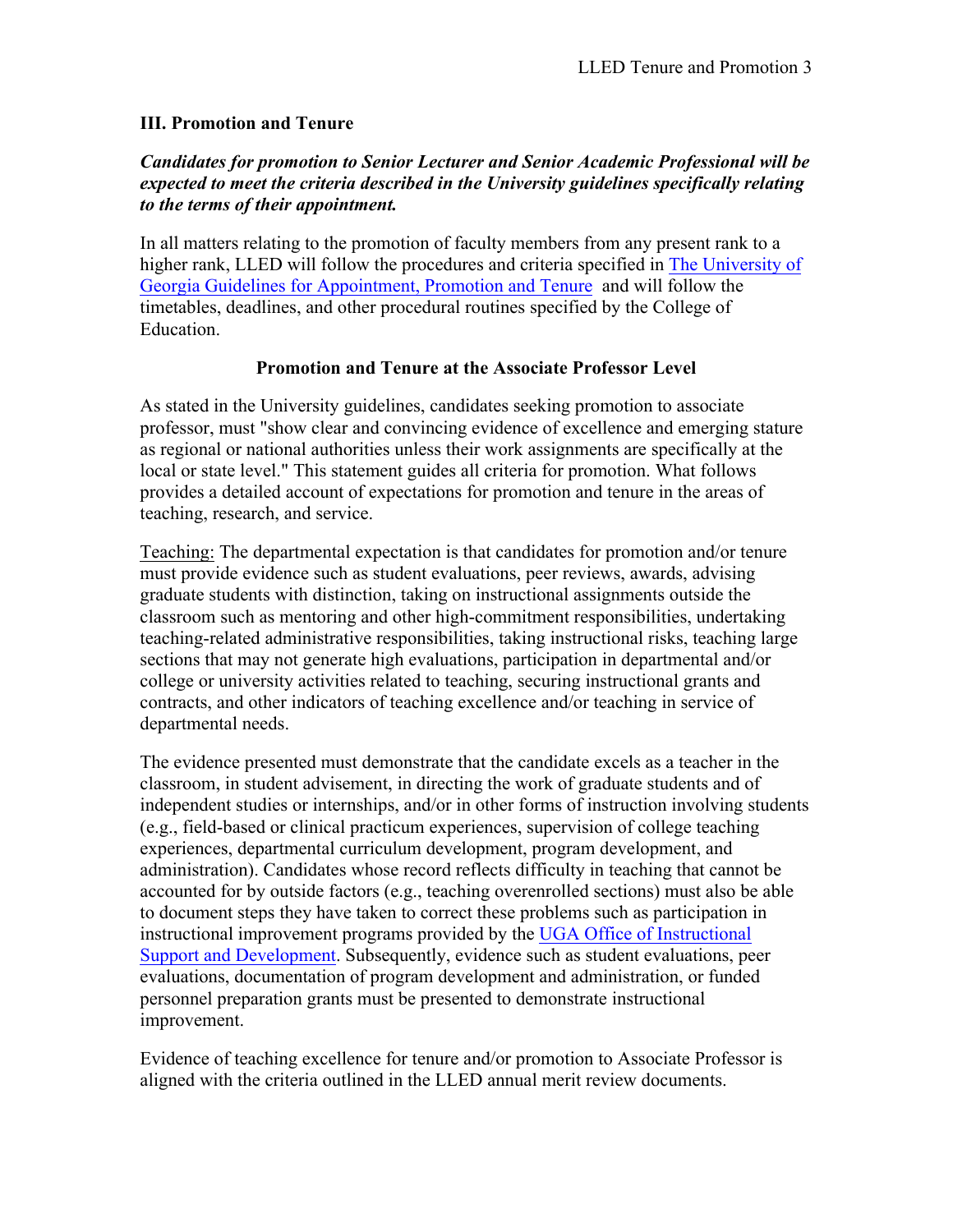## III. Promotion and Tenure

***Candidates for promotion to Senior Lecturer and Senior Academic Professional will be expected to meet the criteria described in the University guidelines specifically relating to the terms of their appointment.***

In all matters relating to the promotion of faculty members from any present rank to a higher rank, LLED will follow the procedures and criteria specified in [The University of Georgia Guidelines for Appointment, Promotion and Tenure]() and will follow the timetables, deadlines, and other procedural routines specified by the College of Education.

### Promotion and Tenure at the Associate Professor Level

As stated in the University guidelines, candidates seeking promotion to associate professor, must "show clear and convincing evidence of excellence and emerging stature as regional or national authorities unless their work assignments are specifically at the local or state level." This statement guides all criteria for promotion. What follows provides a detailed account of expectations for promotion and tenure in the areas of teaching, research, and service.

Teaching: The departmental expectation is that candidates for promotion and/or tenure must provide evidence such as student evaluations, peer reviews, awards, advising graduate students with distinction, taking on instructional assignments outside the classroom such as mentoring and other high-commitment responsibilities, undertaking teaching-related administrative responsibilities, taking instructional risks, teaching large sections that may not generate high evaluations, participation in departmental and/or college or university activities related to teaching, securing instructional grants and contracts, and other indicators of teaching excellence and/or teaching in service of departmental needs.

The evidence presented must demonstrate that the candidate excels as a teacher in the classroom, in student advisement, in directing the work of graduate students and of independent studies or internships, and/or in other forms of instruction involving students (e.g., field-based or clinical practicum experiences, supervision of college teaching experiences, departmental curriculum development, program development, and administration). Candidates whose record reflects difficulty in teaching that cannot be accounted for by outside factors (e.g., teaching overenrolled sections) must also be able to document steps they have taken to correct these problems such as participation in instructional improvement programs provided by the [UGA Office of Instructional Support and Development](). Subsequently, evidence such as student evaluations, peer evaluations, documentation of program development and administration, or funded personnel preparation grants must be presented to demonstrate instructional improvement.

Evidence of teaching excellence for tenure and/or promotion to Associate Professor is aligned with the criteria outlined in the LLED annual merit review documents.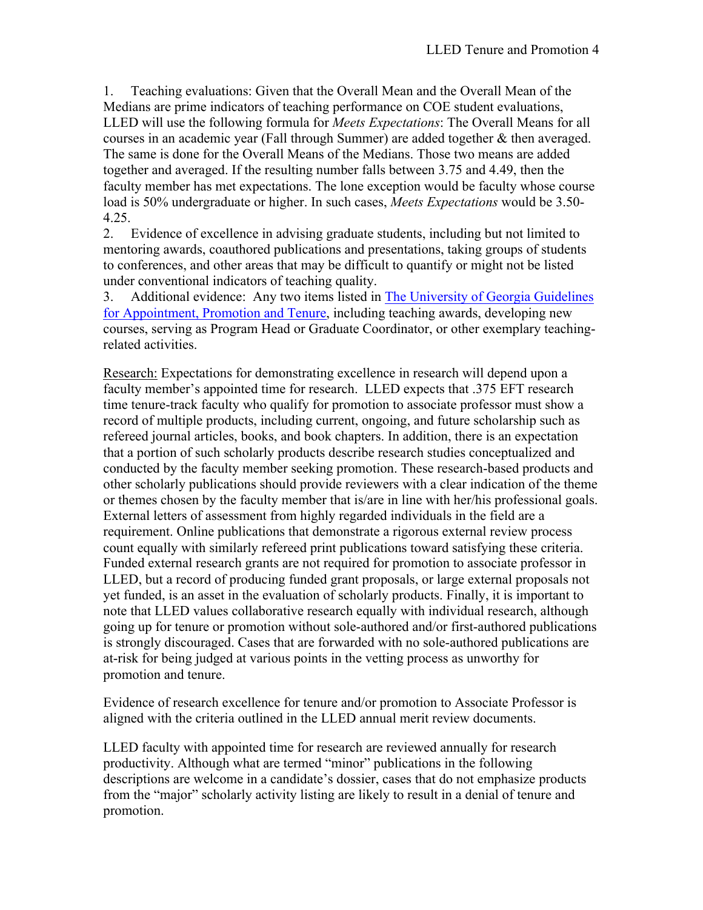1. Teaching evaluations: Given that the Overall Mean and the Overall Mean of the Medians are prime indicators of teaching performance on COE student evaluations, LLED will use the following formula for *Meets Expectations*: The Overall Means for all courses in an academic year (Fall through Summer) are added together & then averaged. The same is done for the Overall Means of the Medians. Those two means are added together and averaged. If the resulting number falls between 3.75 and 4.49, then the faculty member has met expectations. The lone exception would be faculty whose course load is 50% undergraduate or higher. In such cases, *Meets Expectations* would be 3.50-4.25.
2. Evidence of excellence in advising graduate students, including but not limited to mentoring awards, coauthored publications and presentations, taking groups of students to conferences, and other areas that may be difficult to quantify or might not be listed under conventional indicators of teaching quality.
3. Additional evidence: Any two items listed in [The University of Georgia Guidelines for Appointment, Promotion and Tenure](), including teaching awards, developing new courses, serving as Program Head or Graduate Coordinator, or other exemplary teaching-related activities.

<u>Research:</u> Expectations for demonstrating excellence in research will depend upon a faculty member's appointed time for research. LLED expects that .375 EFT research time tenure-track faculty who qualify for promotion to associate professor must show a record of multiple products, including current, ongoing, and future scholarship such as refereed journal articles, books, and book chapters. In addition, there is an expectation that a portion of such scholarly products describe research studies conceptualized and conducted by the faculty member seeking promotion. These research-based products and other scholarly publications should provide reviewers with a clear indication of the theme or themes chosen by the faculty member that is/are in line with her/his professional goals. External letters of assessment from highly regarded individuals in the field are a requirement. Online publications that demonstrate a rigorous external review process count equally with similarly refereed print publications toward satisfying these criteria. Funded external research grants are not required for promotion to associate professor in LLED, but a record of producing funded grant proposals, or large external proposals not yet funded, is an asset in the evaluation of scholarly products. Finally, it is important to note that LLED values collaborative research equally with individual research, although going up for tenure or promotion without sole-authored and/or first-authored publications is strongly discouraged. Cases that are forwarded with no sole-authored publications are at-risk for being judged at various points in the vetting process as unworthy for promotion and tenure.

Evidence of research excellence for tenure and/or promotion to Associate Professor is aligned with the criteria outlined in the LLED annual merit review documents.

LLED faculty with appointed time for research are reviewed annually for research productivity. Although what are termed "minor" publications in the following descriptions are welcome in a candidate's dossier, cases that do not emphasize products from the "major" scholarly activity listing are likely to result in a denial of tenure and promotion.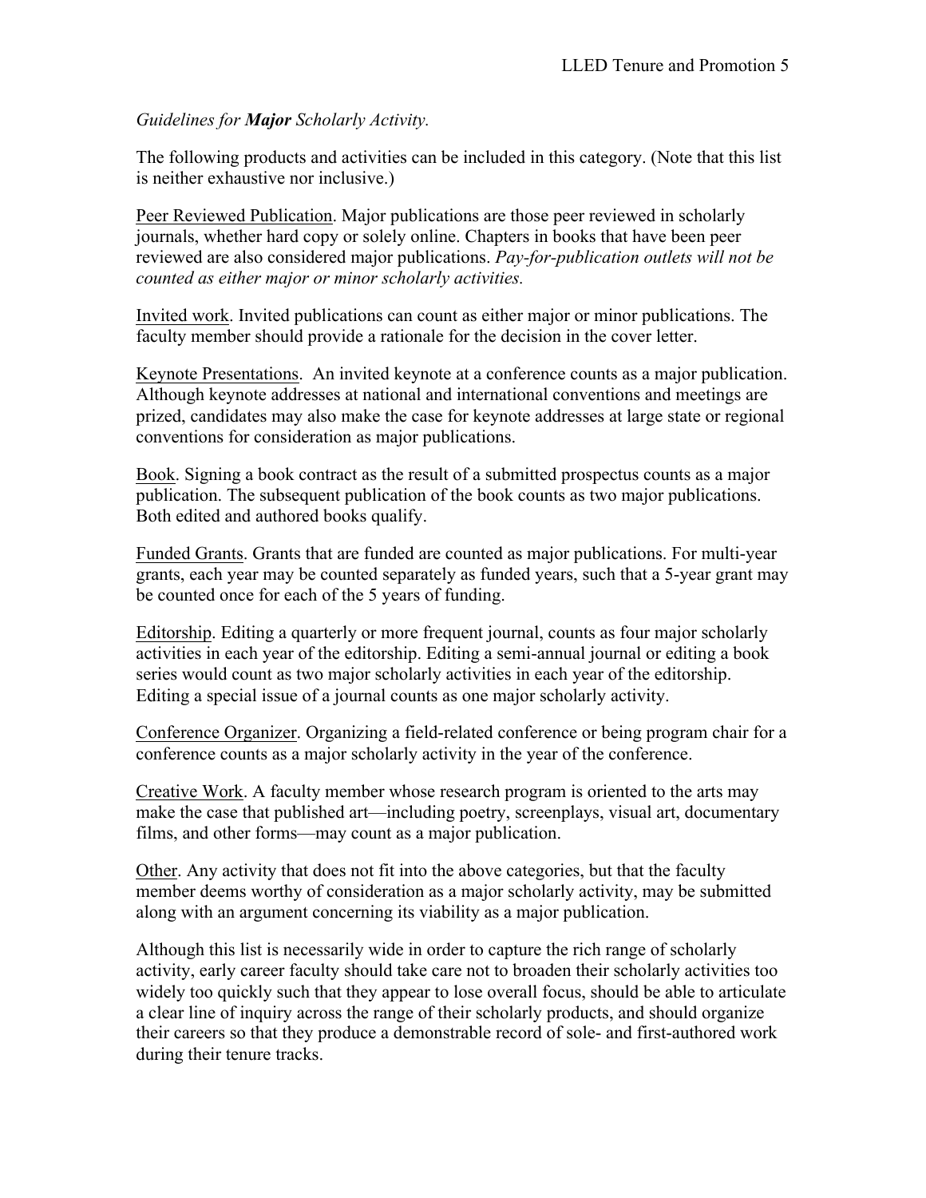*Guidelines for **Major** Scholarly Activity.*

The following products and activities can be included in this category. (Note that this list is neither exhaustive nor inclusive.)

<u>Peer Reviewed Publication</u>. Major publications are those peer reviewed in scholarly journals, whether hard copy or solely online. Chapters in books that have been peer reviewed are also considered major publications. *Pay-for-publication outlets will not be counted as either major or minor scholarly activities.*

<u>Invited work</u>. Invited publications can count as either major or minor publications. The faculty member should provide a rationale for the decision in the cover letter.

<u>Keynote Presentations</u>. An invited keynote at a conference counts as a major publication. Although keynote addresses at national and international conventions and meetings are prized, candidates may also make the case for keynote addresses at large state or regional conventions for consideration as major publications.

<u>Book</u>. Signing a book contract as the result of a submitted prospectus counts as a major publication. The subsequent publication of the book counts as two major publications. Both edited and authored books qualify.

<u>Funded Grants</u>. Grants that are funded are counted as major publications. For multi-year grants, each year may be counted separately as funded years, such that a 5-year grant may be counted once for each of the 5 years of funding.

<u>Editorship</u>. Editing a quarterly or more frequent journal, counts as four major scholarly activities in each year of the editorship. Editing a semi-annual journal or editing a book series would count as two major scholarly activities in each year of the editorship. Editing a special issue of a journal counts as one major scholarly activity.

<u>Conference Organizer</u>. Organizing a field-related conference or being program chair for a conference counts as a major scholarly activity in the year of the conference.

<u>Creative Work</u>. A faculty member whose research program is oriented to the arts may make the case that published art—including poetry, screenplays, visual art, documentary films, and other forms—may count as a major publication.

<u>Other</u>. Any activity that does not fit into the above categories, but that the faculty member deems worthy of consideration as a major scholarly activity, may be submitted along with an argument concerning its viability as a major publication.

Although this list is necessarily wide in order to capture the rich range of scholarly activity, early career faculty should take care not to broaden their scholarly activities too widely too quickly such that they appear to lose overall focus, should be able to articulate a clear line of inquiry across the range of their scholarly products, and should organize their careers so that they produce a demonstrable record of sole- and first-authored work during their tenure tracks.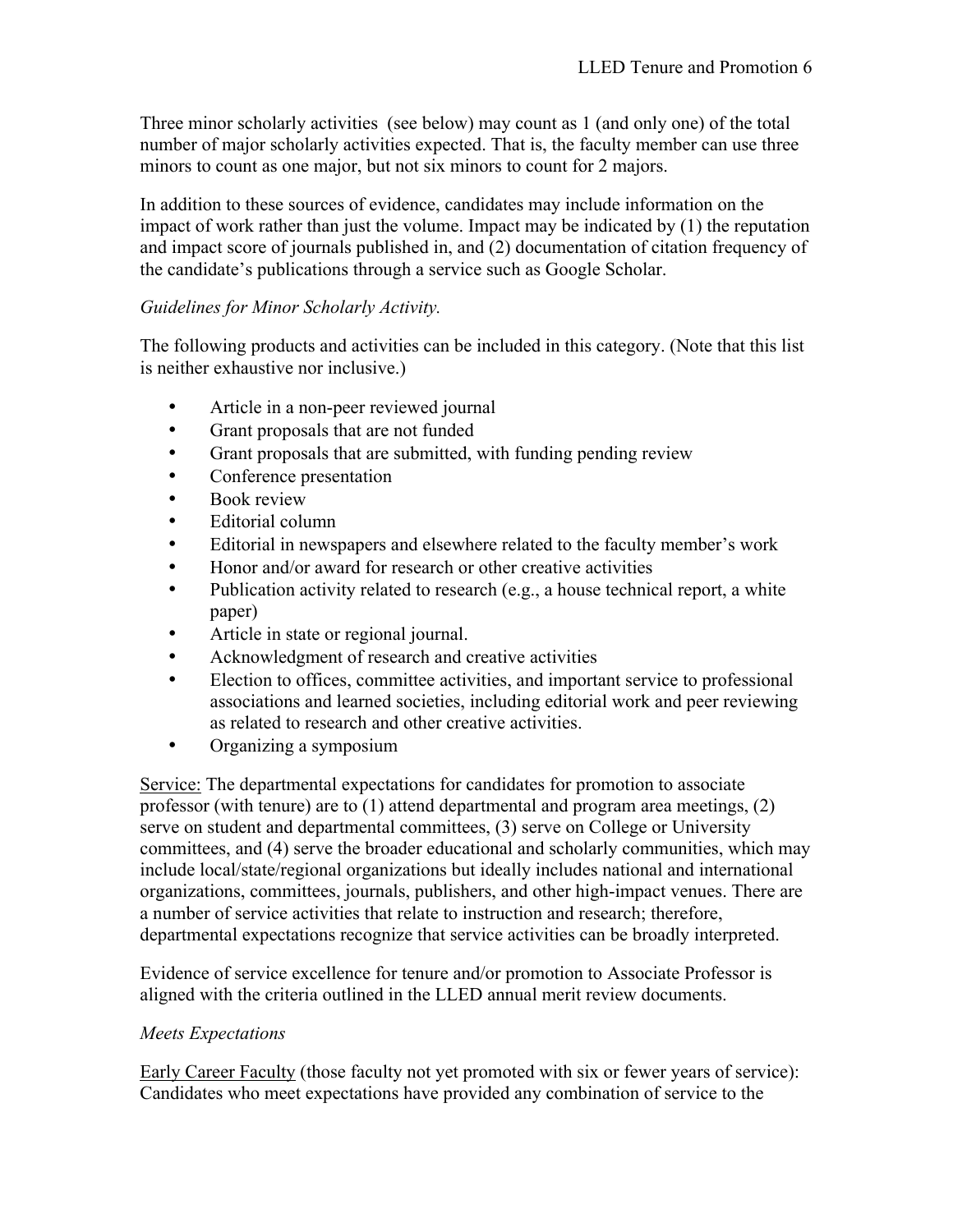Three minor scholarly activities (see below) may count as 1 (and only one) of the total number of major scholarly activities expected. That is, the faculty member can use three minors to count as one major, but not six minors to count for 2 majors.

In addition to these sources of evidence, candidates may include information on the impact of work rather than just the volume. Impact may be indicated by (1) the reputation and impact score of journals published in, and (2) documentation of citation frequency of the candidate's publications through a service such as Google Scholar.

*Guidelines for Minor Scholarly Activity.*

The following products and activities can be included in this category. (Note that this list is neither exhaustive nor inclusive.)

- Article in a non-peer reviewed journal
- Grant proposals that are not funded
- Grant proposals that are submitted, with funding pending review
- Conference presentation
- Book review
- Editorial column
- Editorial in newspapers and elsewhere related to the faculty member's work
- Honor and/or award for research or other creative activities
- Publication activity related to research (e.g., a house technical report, a white paper)
- Article in state or regional journal.
- Acknowledgment of research and creative activities
- Election to offices, committee activities, and important service to professional associations and learned societies, including editorial work and peer reviewing as related to research and other creative activities.
- Organizing a symposium

<u>Service:</u> The departmental expectations for candidates for promotion to associate professor (with tenure) are to (1) attend departmental and program area meetings, (2) serve on student and departmental committees, (3) serve on College or University committees, and (4) serve the broader educational and scholarly communities, which may include local/state/regional organizations but ideally includes national and international organizations, committees, journals, publishers, and other high-impact venues. There are a number of service activities that relate to instruction and research; therefore, departmental expectations recognize that service activities can be broadly interpreted.

Evidence of service excellence for tenure and/or promotion to Associate Professor is aligned with the criteria outlined in the LLED annual merit review documents.

*Meets Expectations*

<u>Early Career Faculty</u> (those faculty not yet promoted with six or fewer years of service): Candidates who meet expectations have provided any combination of service to the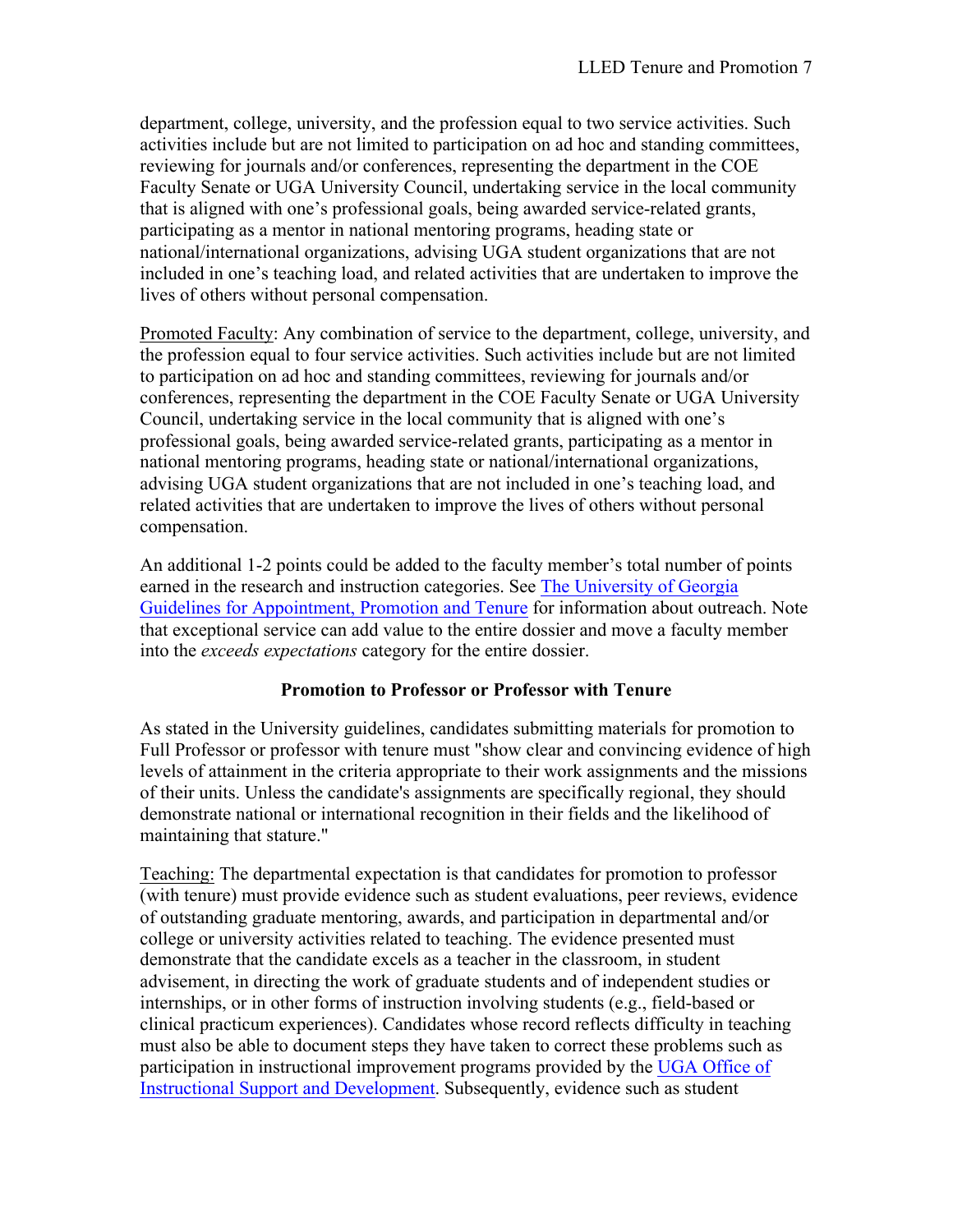department, college, university, and the profession equal to two service activities. Such activities include but are not limited to participation on ad hoc and standing committees, reviewing for journals and/or conferences, representing the department in the COE Faculty Senate or UGA University Council, undertaking service in the local community that is aligned with one's professional goals, being awarded service-related grants, participating as a mentor in national mentoring programs, heading state or national/international organizations, advising UGA student organizations that are not included in one's teaching load, and related activities that are undertaken to improve the lives of others without personal compensation.

Promoted Faculty: Any combination of service to the department, college, university, and the profession equal to four service activities. Such activities include but are not limited to participation on ad hoc and standing committees, reviewing for journals and/or conferences, representing the department in the COE Faculty Senate or UGA University Council, undertaking service in the local community that is aligned with one's professional goals, being awarded service-related grants, participating as a mentor in national mentoring programs, heading state or national/international organizations, advising UGA student organizations that are not included in one's teaching load, and related activities that are undertaken to improve the lives of others without personal compensation.

An additional 1-2 points could be added to the faculty member's total number of points earned in the research and instruction categories. See [The University of Georgia Guidelines for Appointment, Promotion and Tenure]() for information about outreach. Note that exceptional service can add value to the entire dossier and move a faculty member into the *exceeds expectations* category for the entire dossier.

### Promotion to Professor or Professor with Tenure

As stated in the University guidelines, candidates submitting materials for promotion to Full Professor or professor with tenure must "show clear and convincing evidence of high levels of attainment in the criteria appropriate to their work assignments and the missions of their units. Unless the candidate's assignments are specifically regional, they should demonstrate national or international recognition in their fields and the likelihood of maintaining that stature."

Teaching: The departmental expectation is that candidates for promotion to professor (with tenure) must provide evidence such as student evaluations, peer reviews, evidence of outstanding graduate mentoring, awards, and participation in departmental and/or college or university activities related to teaching. The evidence presented must demonstrate that the candidate excels as a teacher in the classroom, in student advisement, in directing the work of graduate students and of independent studies or internships, or in other forms of instruction involving students (e.g., field-based or clinical practicum experiences). Candidates whose record reflects difficulty in teaching must also be able to document steps they have taken to correct these problems such as participation in instructional improvement programs provided by the [UGA Office of Instructional Support and Development](). Subsequently, evidence such as student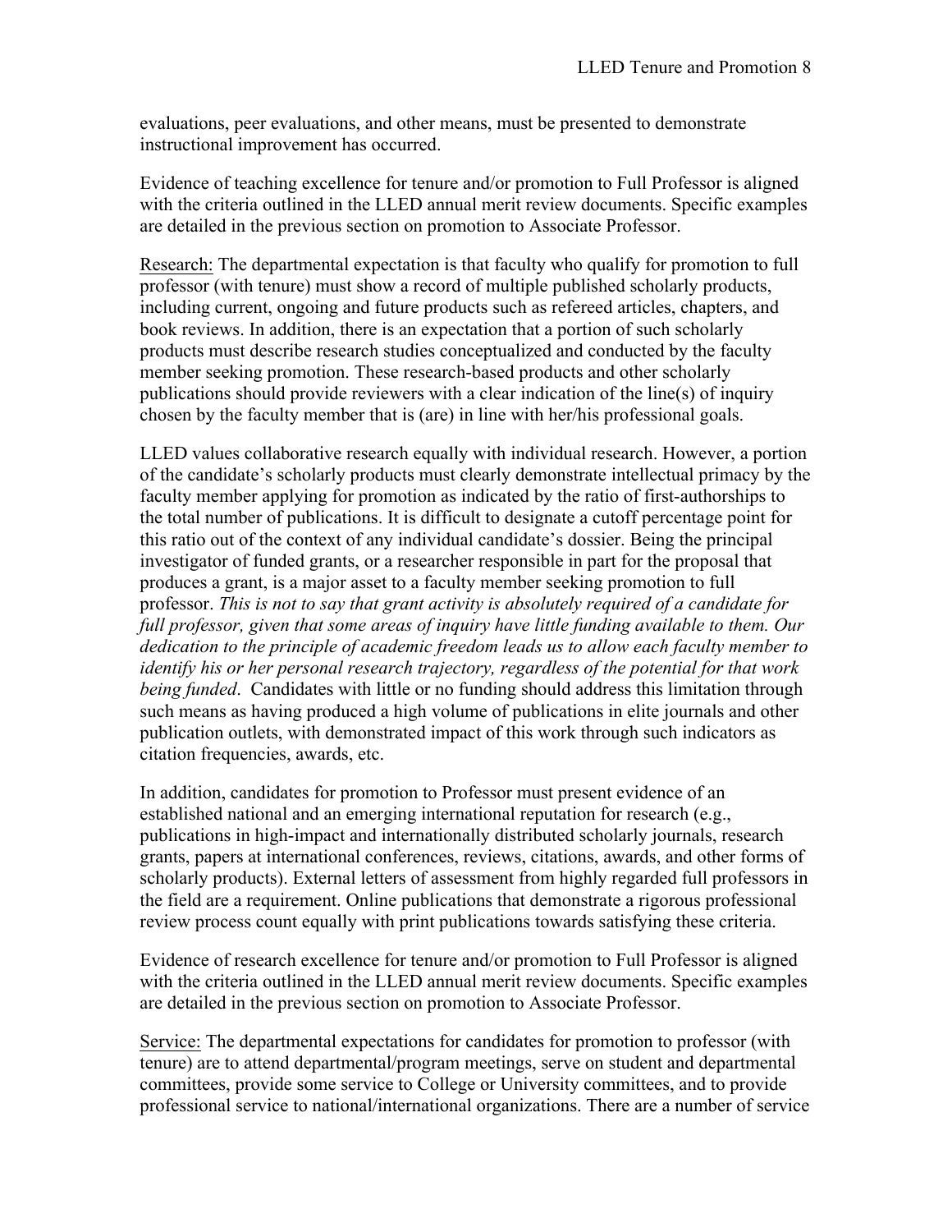evaluations, peer evaluations, and other means, must be presented to demonstrate instructional improvement has occurred.

Evidence of teaching excellence for tenure and/or promotion to Full Professor is aligned with the criteria outlined in the LLED annual merit review documents. Specific examples are detailed in the previous section on promotion to Associate Professor.

<u>Research:</u> The departmental expectation is that faculty who qualify for promotion to full professor (with tenure) must show a record of multiple published scholarly products, including current, ongoing and future products such as refereed articles, chapters, and book reviews. In addition, there is an expectation that a portion of such scholarly products must describe research studies conceptualized and conducted by the faculty member seeking promotion. These research-based products and other scholarly publications should provide reviewers with a clear indication of the line(s) of inquiry chosen by the faculty member that is (are) in line with her/his professional goals.

LLED values collaborative research equally with individual research. However, a portion of the candidate's scholarly products must clearly demonstrate intellectual primacy by the faculty member applying for promotion as indicated by the ratio of first-authorships to the total number of publications. It is difficult to designate a cutoff percentage point for this ratio out of the context of any individual candidate's dossier. Being the principal investigator of funded grants, or a researcher responsible in part for the proposal that produces a grant, is a major asset to a faculty member seeking promotion to full professor. *This is not to say that grant activity is absolutely required of a candidate for full professor, given that some areas of inquiry have little funding available to them. Our dedication to the principle of academic freedom leads us to allow each faculty member to identify his or her personal research trajectory, regardless of the potential for that work being funded*. Candidates with little or no funding should address this limitation through such means as having produced a high volume of publications in elite journals and other publication outlets, with demonstrated impact of this work through such indicators as citation frequencies, awards, etc.

In addition, candidates for promotion to Professor must present evidence of an established national and an emerging international reputation for research (e.g., publications in high-impact and internationally distributed scholarly journals, research grants, papers at international conferences, reviews, citations, awards, and other forms of scholarly products). External letters of assessment from highly regarded full professors in the field are a requirement. Online publications that demonstrate a rigorous professional review process count equally with print publications towards satisfying these criteria.

Evidence of research excellence for tenure and/or promotion to Full Professor is aligned with the criteria outlined in the LLED annual merit review documents. Specific examples are detailed in the previous section on promotion to Associate Professor.

<u>Service:</u> The departmental expectations for candidates for promotion to professor (with tenure) are to attend departmental/program meetings, serve on student and departmental committees, provide some service to College or University committees, and to provide professional service to national/international organizations. There are a number of service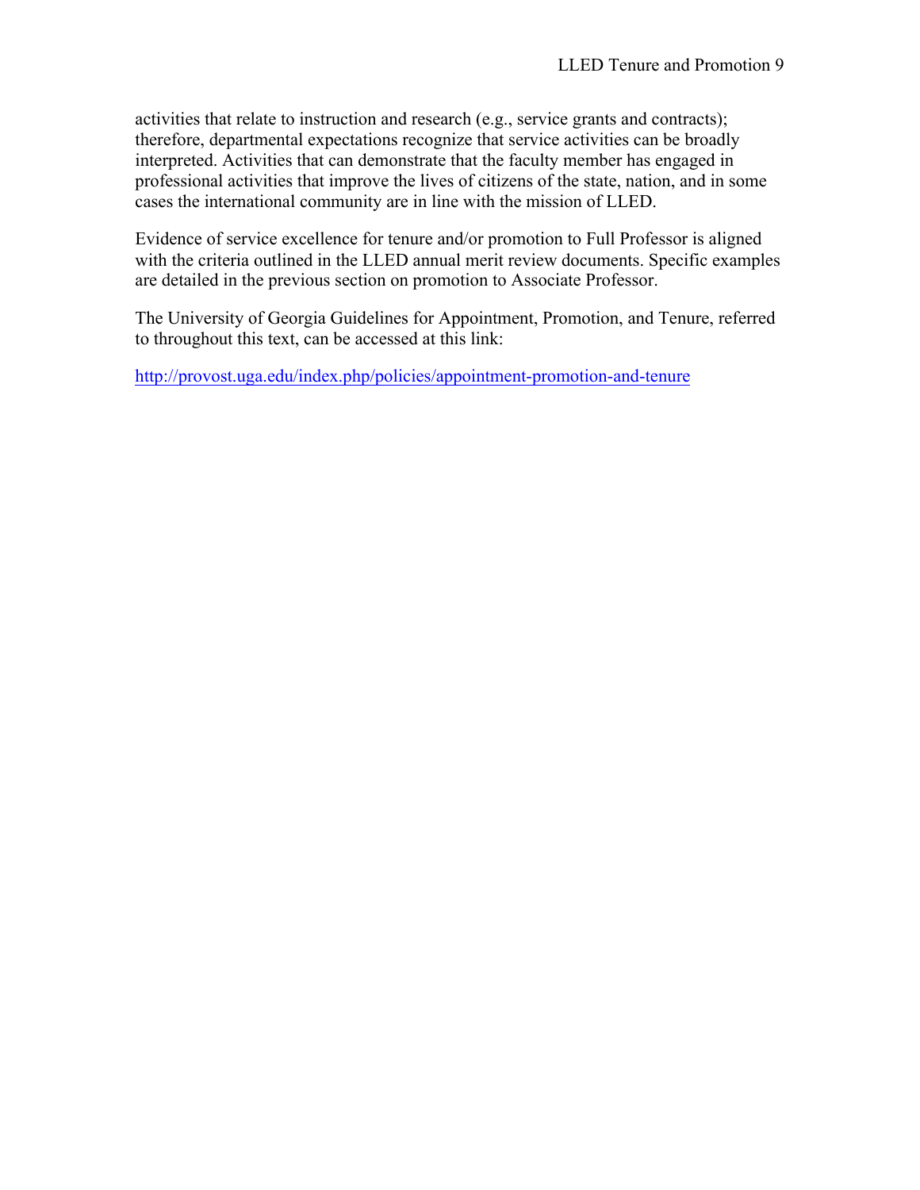activities that relate to instruction and research (e.g., service grants and contracts); therefore, departmental expectations recognize that service activities can be broadly interpreted. Activities that can demonstrate that the faculty member has engaged in professional activities that improve the lives of citizens of the state, nation, and in some cases the international community are in line with the mission of LLED.

Evidence of service excellence for tenure and/or promotion to Full Professor is aligned with the criteria outlined in the LLED annual merit review documents. Specific examples are detailed in the previous section on promotion to Associate Professor.

The University of Georgia Guidelines for Appointment, Promotion, and Tenure, referred to throughout this text, can be accessed at this link:

http://provost.uga.edu/index.php/policies/appointment-promotion-and-tenure